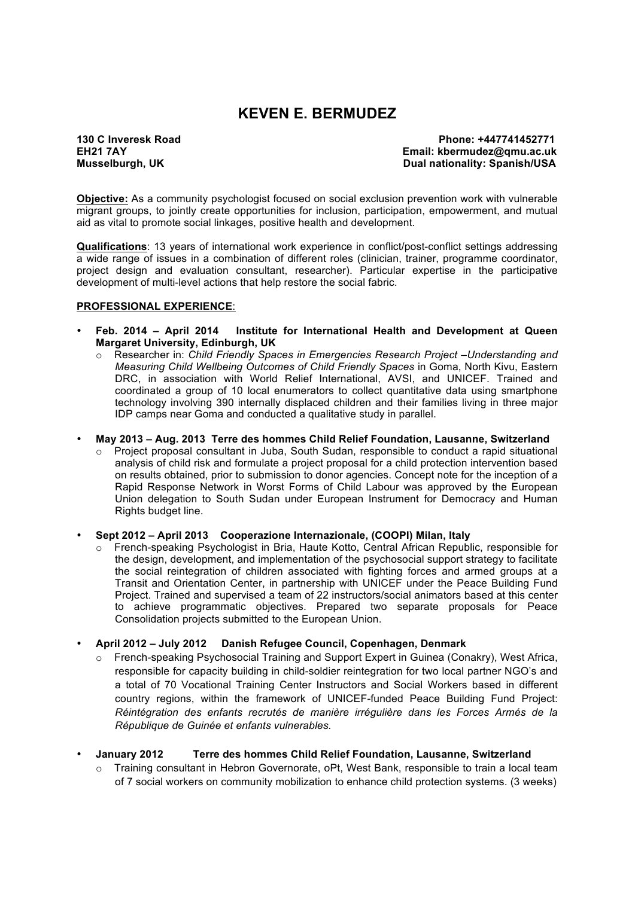# KEVEN E. BERMUDEZ

**130 C Inveresk Road**
**EH21 7AY**
**Musselburgh, UK**

**Phone: +447741452771**
**Email: kbermudez@qmu.ac.uk**
**Dual nationality: Spanish/USA**

**Objective:** As a community psychologist focused on social exclusion prevention work with vulnerable migrant groups, to jointly create opportunities for inclusion, participation, empowerment, and mutual aid as vital to promote social linkages, positive health and development.

**Qualifications**: 13 years of international work experience in conflict/post-conflict settings addressing a wide range of issues in a combination of different roles (clinician, trainer, programme coordinator, project design and evaluation consultant, researcher). Particular expertise in the participative development of multi-level actions that help restore the social fabric.

## PROFESSIONAL EXPERIENCE:

- **Feb. 2014 – April 2014 Institute for International Health and Development at Queen Margaret University, Edinburgh, UK**
  - Researcher in: *Child Friendly Spaces in Emergencies Research Project –Understanding and Measuring Child Wellbeing Outcomes of Child Friendly Spaces* in Goma, North Kivu, Eastern DRC, in association with World Relief International, AVSI, and UNICEF. Trained and coordinated a group of 10 local enumerators to collect quantitative data using smartphone technology involving 390 internally displaced children and their families living in three major IDP camps near Goma and conducted a qualitative study in parallel.

- **May 2013 – Aug. 2013 Terre des hommes Child Relief Foundation, Lausanne, Switzerland**
  - Project proposal consultant in Juba, South Sudan, responsible to conduct a rapid situational analysis of child risk and formulate a project proposal for a child protection intervention based on results obtained, prior to submission to donor agencies. Concept note for the inception of a Rapid Response Network in Worst Forms of Child Labour was approved by the European Union delegation to South Sudan under European Instrument for Democracy and Human Rights budget line.

- **Sept 2012 – April 2013 Cooperazione Internazionale, (COOPI) Milan, Italy**
  - French-speaking Psychologist in Bria, Haute Kotto, Central African Republic, responsible for the design, development, and implementation of the psychosocial support strategy to facilitate the social reintegration of children associated with fighting forces and armed groups at a Transit and Orientation Center, in partnership with UNICEF under the Peace Building Fund Project. Trained and supervised a team of 22 instructors/social animators based at this center to achieve programmatic objectives. Prepared two separate proposals for Peace Consolidation projects submitted to the European Union.

- **April 2012 – July 2012 Danish Refugee Council, Copenhagen, Denmark**
  - French-speaking Psychosocial Training and Support Expert in Guinea (Conakry), West Africa, responsible for capacity building in child-soldier reintegration for two local partner NGO's and a total of 70 Vocational Training Center Instructors and Social Workers based in different country regions, within the framework of UNICEF-funded Peace Building Fund Project: *Réintégration des enfants recrutés de manière irrégulière dans les Forces Armés de la République de Guinée et enfants vulnerables.*

- **January 2012 Terre des hommes Child Relief Foundation, Lausanne, Switzerland**
  - Training consultant in Hebron Governorate, oPt, West Bank, responsible to train a local team of 7 social workers on community mobilization to enhance child protection systems. (3 weeks)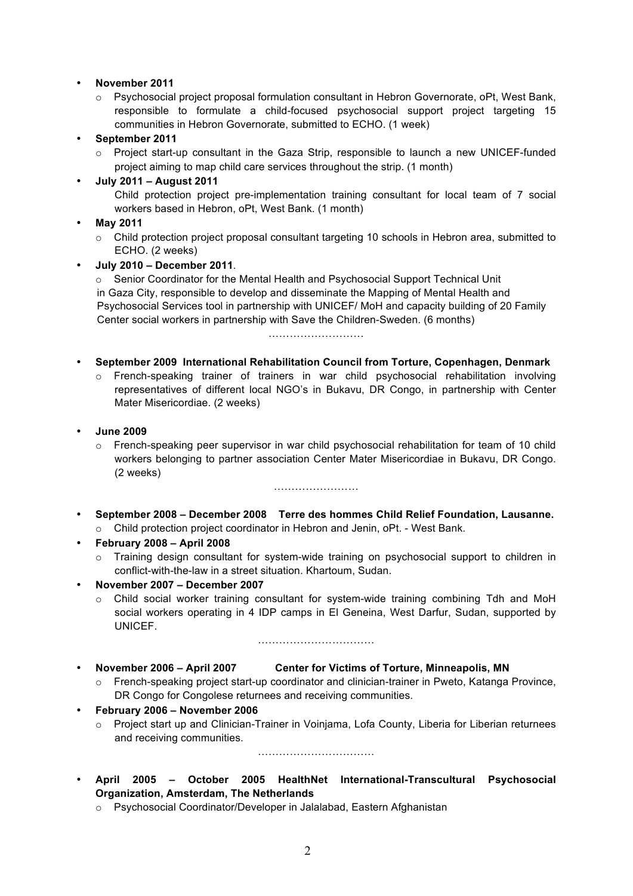- **November 2011**
  - Psychosocial project proposal formulation consultant in Hebron Governorate, oPt, West Bank, responsible to formulate a child-focused psychosocial support project targeting 15 communities in Hebron Governorate, submitted to ECHO. (1 week)
- **September 2011**
  - Project start-up consultant in the Gaza Strip, responsible to launch a new UNICEF-funded project aiming to map child care services throughout the strip. (1 month)
- **July 2011 – August 2011**

  Child protection project pre-implementation training consultant for local team of 7 social workers based in Hebron, oPt, West Bank. (1 month)
- **May 2011**
  - Child protection project proposal consultant targeting 10 schools in Hebron area, submitted to ECHO. (2 weeks)
- **July 2010 – December 2011**.
  - Senior Coordinator for the Mental Health and Psychosocial Support Technical Unit in Gaza City, responsible to develop and disseminate the Mapping of Mental Health and Psychosocial Services tool in partnership with UNICEF/ MoH and capacity building of 20 Family Center social workers in partnership with Save the Children-Sweden. (6 months)

………………………

- **September 2009 International Rehabilitation Council from Torture, Copenhagen, Denmark**
  - French-speaking trainer of trainers in war child psychosocial rehabilitation involving representatives of different local NGO's in Bukavu, DR Congo, in partnership with Center Mater Misericordiae. (2 weeks)

- **June 2009**
  - French-speaking peer supervisor in war child psychosocial rehabilitation for team of 10 child workers belonging to partner association Center Mater Misericordiae in Bukavu, DR Congo. (2 weeks)

……………………

- **September 2008 – December 2008 Terre des hommes Child Relief Foundation, Lausanne.**
  - Child protection project coordinator in Hebron and Jenin, oPt. - West Bank.
- **February 2008 – April 2008**
  - Training design consultant for system-wide training on psychosocial support to children in conflict-with-the-law in a street situation. Khartoum, Sudan.
- **November 2007 – December 2007**
  - Child social worker training consultant for system-wide training combining Tdh and MoH social workers operating in 4 IDP camps in El Geneina, West Darfur, Sudan, supported by UNICEF.

……………………………

- **November 2006 – April 2007 Center for Victims of Torture, Minneapolis, MN**
  - French-speaking project start-up coordinator and clinician-trainer in Pweto, Katanga Province, DR Congo for Congolese returnees and receiving communities.
- **February 2006 – November 2006**
  - Project start up and Clinician-Trainer in Voinjama, Lofa County, Liberia for Liberian returnees and receiving communities.

……………………………

- **April 2005 – October 2005 HealthNet International-Transcultural Psychosocial Organization, Amsterdam, The Netherlands**
  - Psychosocial Coordinator/Developer in Jalalabad, Eastern Afghanistan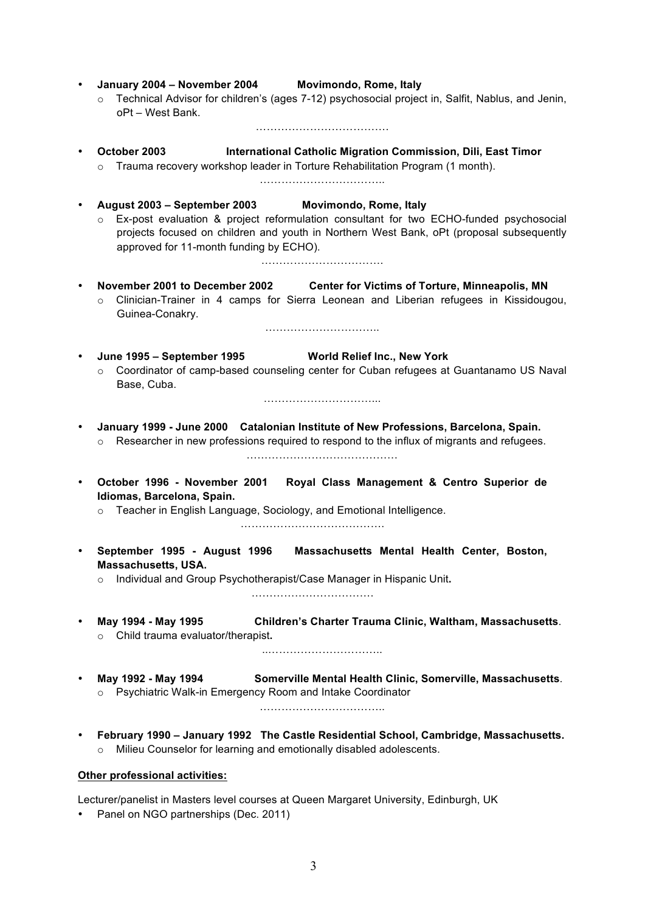- **January 2004 – November 2004 Movimondo, Rome, Italy**
  - Technical Advisor for children's (ages 7-12) psychosocial project in, Salfit, Nablus, and Jenin, oPt – West Bank.

………………………………

- **October 2003 International Catholic Migration Commission, Dili, East Timor**
  - Trauma recovery workshop leader in Torture Rehabilitation Program (1 month).

……………………………..

- **August 2003 – September 2003 Movimondo, Rome, Italy**
  - Ex-post evaluation & project reformulation consultant for two ECHO-funded psychosocial projects focused on children and youth in Northern West Bank, oPt (proposal subsequently approved for 11-month funding by ECHO).

…………………………….

- **November 2001 to December 2002 Center for Victims of Torture, Minneapolis, MN**
  - Clinician-Trainer in 4 camps for Sierra Leonean and Liberian refugees in Kissidougou, Guinea-Conakry.

…………………………..

- **June 1995 – September 1995 World Relief Inc., New York**
  - Coordinator of camp-based counseling center for Cuban refugees at Guantanamo US Naval Base, Cuba.

…………………………...

- **January 1999 - June 2000 Catalonian Institute of New Professions, Barcelona, Spain.**
  - Researcher in new professions required to respond to the influx of migrants and refugees.

……………………………………

- **October 1996 - November 2001 Royal Class Management & Centro Superior de Idiomas, Barcelona, Spain.**
  - Teacher in English Language, Sociology, and Emotional Intelligence.

…………………………………

- **September 1995 - August 1996 Massachusetts Mental Health Center, Boston, Massachusetts, USA.**
  - Individual and Group Psychotherapist/Case Manager in Hispanic Unit**.**

……………………………

- **May 1994 - May 1995 Children's Charter Trauma Clinic, Waltham, Massachusetts**.
  - Child trauma evaluator/therapist**.**

..…………………………..

- **May 1992 - May 1994 Somerville Mental Health Clinic, Somerville, Massachusetts**.
  - Psychiatric Walk-in Emergency Room and Intake Coordinator

……………………………..

- **February 1990 – January 1992 The Castle Residential School, Cambridge, Massachusetts.**
  - Milieu Counselor for learning and emotionally disabled adolescents.

**<u>Other professional activities:</u>**

Lecturer/panelist in Masters level courses at Queen Margaret University, Edinburgh, UK

- Panel on NGO partnerships (Dec. 2011)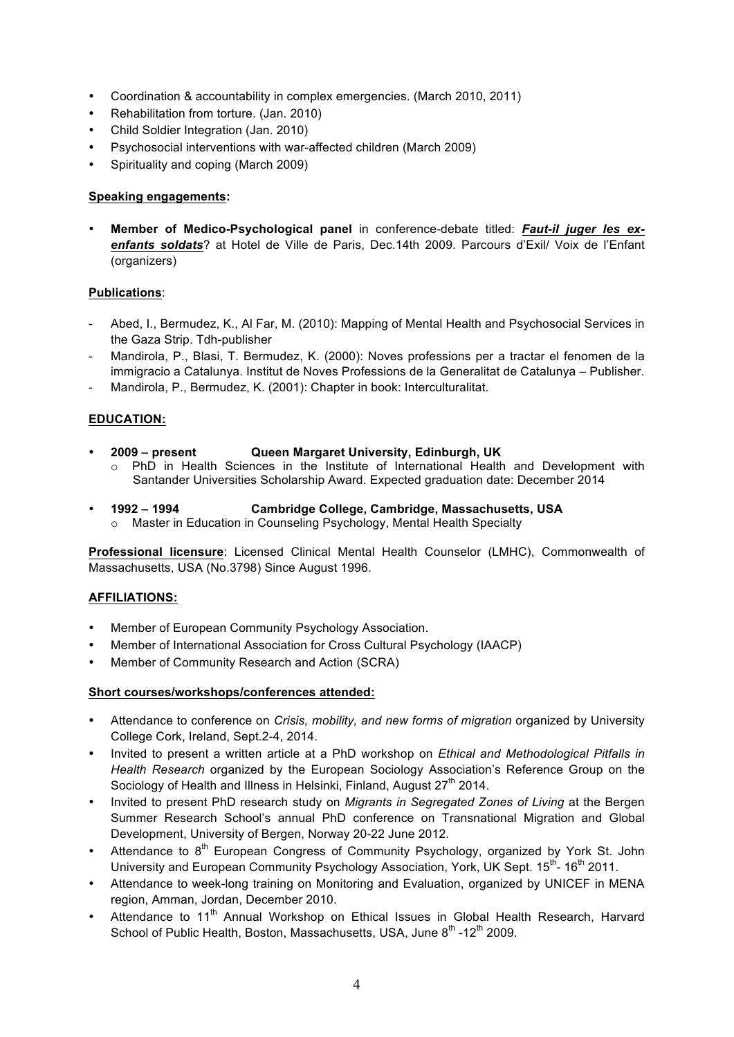- Coordination & accountability in complex emergencies. (March 2010, 2011)
- Rehabilitation from torture. (Jan. 2010)
- Child Soldier Integration (Jan. 2010)
- Psychosocial interventions with war-affected children (March 2009)
- Spirituality and coping (March 2009)

**Speaking engagements:**

- **Member of Medico-Psychological panel** in conference-debate titled: ***Faut-il juger les ex-enfants soldats***? at Hotel de Ville de Paris, Dec.14th 2009. Parcours d'Exil/ Voix de l'Enfant (organizers)

**Publications**:

- Abed, I., Bermudez, K., Al Far, M. (2010): Mapping of Mental Health and Psychosocial Services in the Gaza Strip. Tdh-publisher
- Mandirola, P., Blasi, T. Bermudez, K. (2000): Noves professions per a tractar el fenomen de la immigracio a Catalunya. Institut de Noves Professions de la Generalitat de Catalunya – Publisher.
- Mandirola, P., Bermudez, K. (2001): Chapter in book: Interculturalitat.

## EDUCATION:

- **2009 – present Queen Margaret University, Edinburgh, UK**
  - PhD in Health Sciences in the Institute of International Health and Development with Santander Universities Scholarship Award. Expected graduation date: December 2014
- **1992 – 1994 Cambridge College, Cambridge, Massachusetts, USA**
  - Master in Education in Counseling Psychology, Mental Health Specialty

**Professional licensure**: Licensed Clinical Mental Health Counselor (LMHC), Commonwealth of Massachusetts, USA (No.3798) Since August 1996.

## AFFILIATIONS:

- Member of European Community Psychology Association.
- Member of International Association for Cross Cultural Psychology (IAACP)
- Member of Community Research and Action (SCRA)

**Short courses/workshops/conferences attended:**

- Attendance to conference on *Crisis, mobility, and new forms of migration* organized by University College Cork, Ireland, Sept.2-4, 2014.
- Invited to present a written article at a PhD workshop on *Ethical and Methodological Pitfalls in Health Research* organized by the European Sociology Association's Reference Group on the Sociology of Health and Illness in Helsinki, Finland, August 27th 2014.
- Invited to present PhD research study on *Migrants in Segregated Zones of Living* at the Bergen Summer Research School's annual PhD conference on Transnational Migration and Global Development, University of Bergen, Norway 20-22 June 2012.
- Attendance to 8th European Congress of Community Psychology, organized by York St. John University and European Community Psychology Association, York, UK Sept. 15th- 16th 2011.
- Attendance to week-long training on Monitoring and Evaluation, organized by UNICEF in MENA region, Amman, Jordan, December 2010.
- Attendance to 11th Annual Workshop on Ethical Issues in Global Health Research, Harvard School of Public Health, Boston, Massachusetts, USA, June 8th -12th 2009.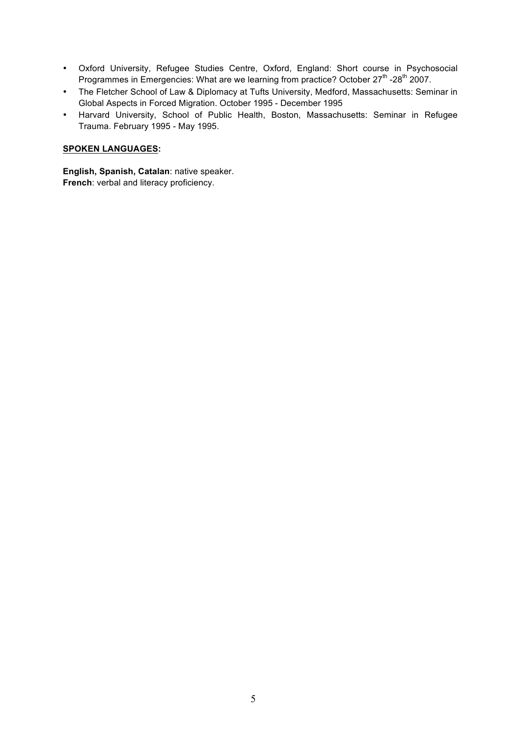- Oxford University, Refugee Studies Centre, Oxford, England: Short course in Psychosocial Programmes in Emergencies: What are we learning from practice? October 27th -28th 2007.
- The Fletcher School of Law & Diplomacy at Tufts University, Medford, Massachusetts: Seminar in Global Aspects in Forced Migration. October 1995 - December 1995
- Harvard University, School of Public Health, Boston, Massachusetts: Seminar in Refugee Trauma. February 1995 - May 1995.

**SPOKEN LANGUAGES:**

**English, Spanish, Catalan**: native speaker.
**French**: verbal and literacy proficiency.